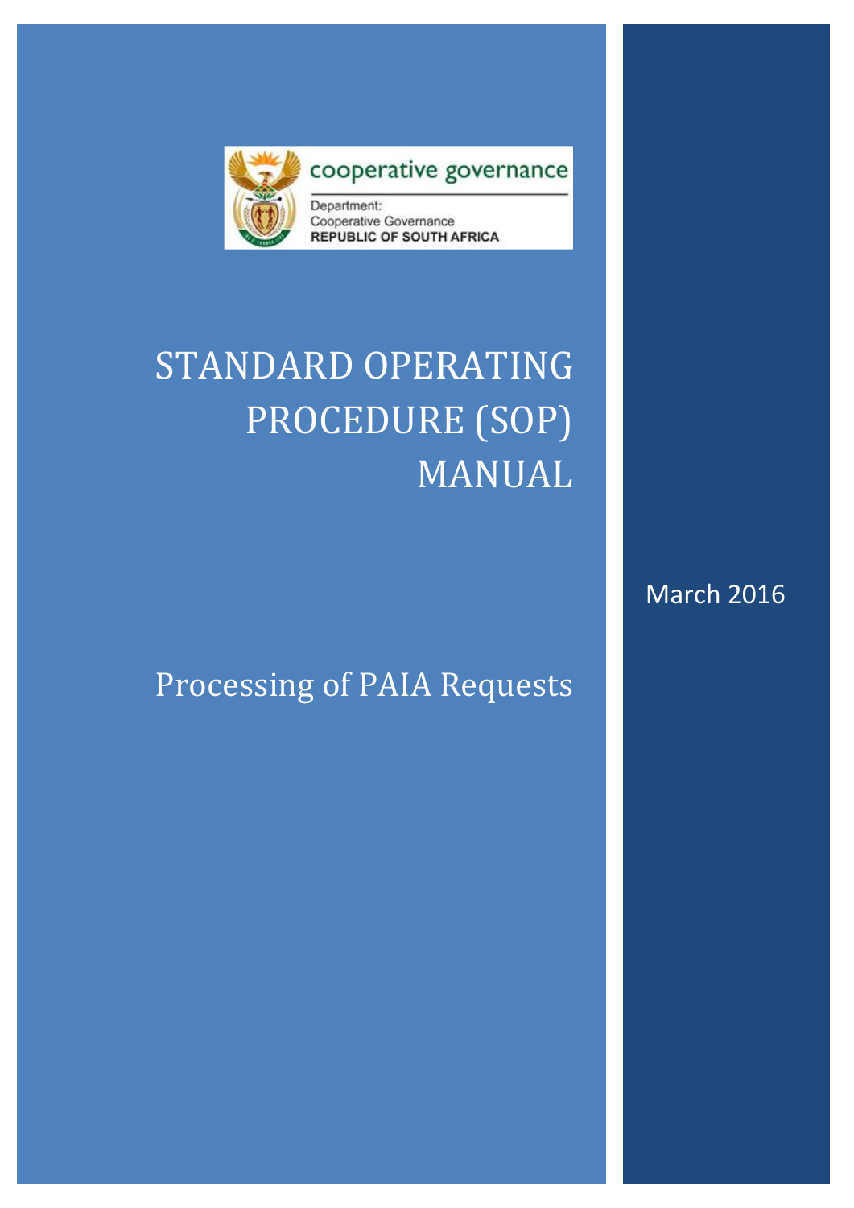cooperative governance

Department:
Cooperative Governance
**REPUBLIC OF SOUTH AFRICA**

# STANDARD OPERATING PROCEDURE (SOP) MANUAL

March 2016

## Processing of PAIA Requests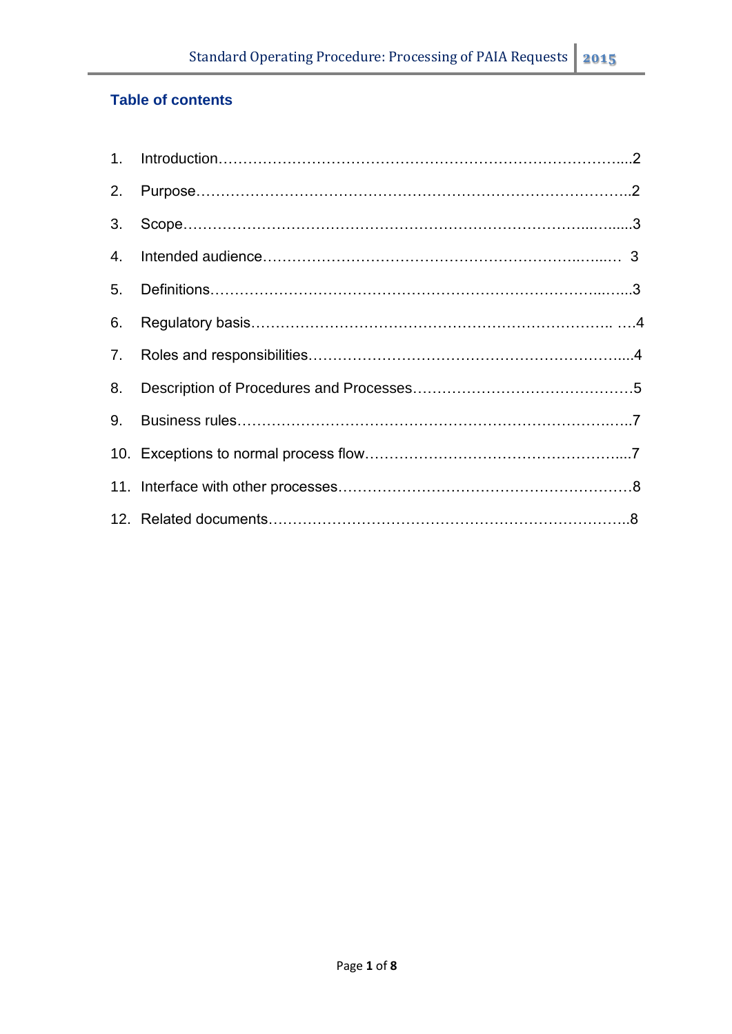## Table of contents

1. Introduction…………………………………………………………………………....2
2. Purpose……………………………………………………………………………….2
3. Scope…………………………………………………………………………...….....3
4. Intended audience……………………………………………………………..….… 3
5. Definitions…………………………………………………………………….....…...3
6. Regulatory basis……………………………………………………………….. ….4
7. Roles and responsibilities……………………………………………………….....4
8. Description of Procedures and Processes………………………………………5
9. Business rules………………………………………………………………….….7
10. Exceptions to normal process flow……………………………………………....7
11. Interface with other processes……………………………………………………8
12. Related documents………………………………………………………………..8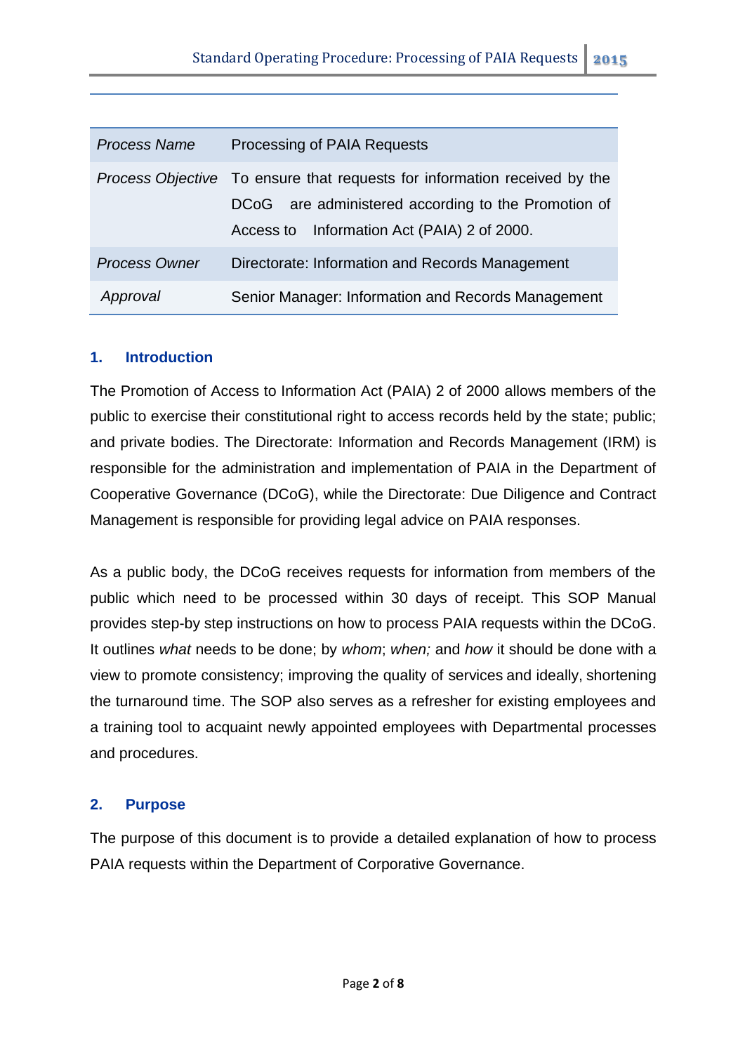| Process Name | Processing of PAIA Requests |
|---|---|
| *Process Objective* | To ensure that requests for information received by the DCoG are administered according to the Promotion of Access to Information Act (PAIA) 2 of 2000. |
| *Process Owner* | Directorate: Information and Records Management |
| *Approval* | Senior Manager: Information and Records Management |

## 1. Introduction

The Promotion of Access to Information Act (PAIA) 2 of 2000 allows members of the public to exercise their constitutional right to access records held by the state; public; and private bodies. The Directorate: Information and Records Management (IRM) is responsible for the administration and implementation of PAIA in the Department of Cooperative Governance (DCoG), while the Directorate: Due Diligence and Contract Management is responsible for providing legal advice on PAIA responses.

As a public body, the DCoG receives requests for information from members of the public which need to be processed within 30 days of receipt. This SOP Manual provides step-by step instructions on how to process PAIA requests within the DCoG. It outlines *what* needs to be done; by *whom*; *when;* and *how* it should be done with a view to promote consistency; improving the quality of services and ideally, shortening the turnaround time. The SOP also serves as a refresher for existing employees and a training tool to acquaint newly appointed employees with Departmental processes and procedures.

## 2. Purpose

The purpose of this document is to provide a detailed explanation of how to process PAIA requests within the Department of Corporative Governance.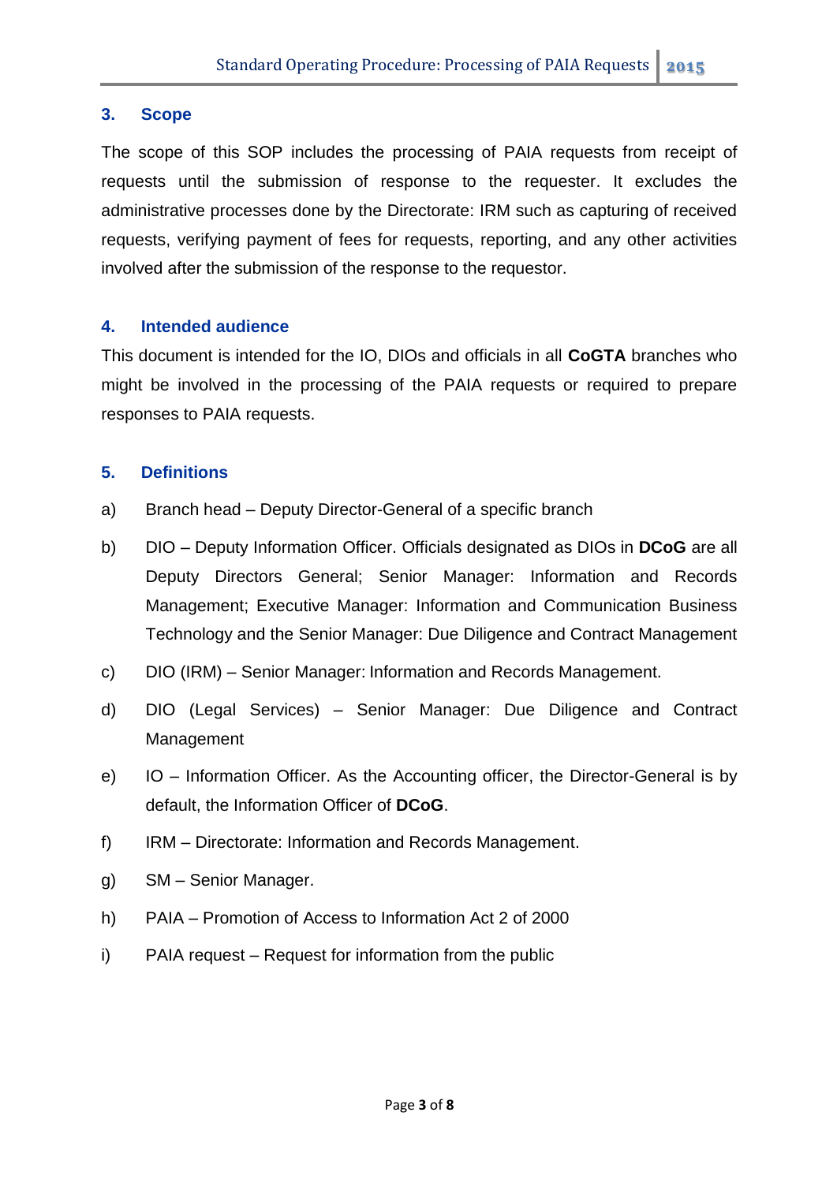## 3. Scope

The scope of this SOP includes the processing of PAIA requests from receipt of requests until the submission of response to the requester. It excludes the administrative processes done by the Directorate: IRM such as capturing of received requests, verifying payment of fees for requests, reporting, and any other activities involved after the submission of the response to the requestor.

## 4. Intended audience

This document is intended for the IO, DIOs and officials in all **CoGTA** branches who might be involved in the processing of the PAIA requests or required to prepare responses to PAIA requests.

## 5. Definitions

a) Branch head – Deputy Director-General of a specific branch

b) DIO – Deputy Information Officer. Officials designated as DIOs in **DCoG** are all Deputy Directors General; Senior Manager: Information and Records Management; Executive Manager: Information and Communication Business Technology and the Senior Manager: Due Diligence and Contract Management

c) DIO (IRM) – Senior Manager: Information and Records Management.

d) DIO (Legal Services) – Senior Manager: Due Diligence and Contract Management

e) IO – Information Officer. As the Accounting officer, the Director-General is by default, the Information Officer of **DCoG**.

f) IRM – Directorate: Information and Records Management.

g) SM – Senior Manager.

h) PAIA – Promotion of Access to Information Act 2 of 2000

i) PAIA request – Request for information from the public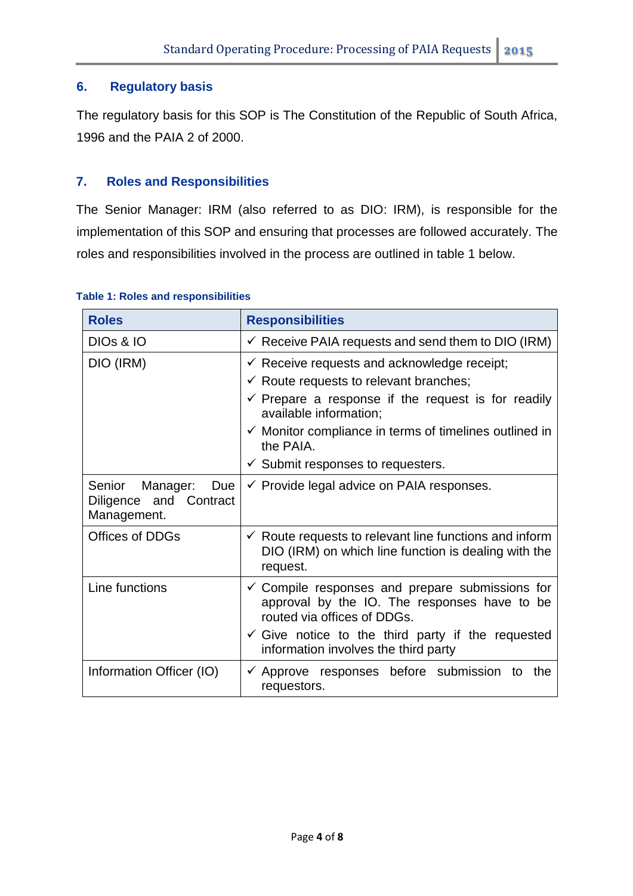## 6. Regulatory basis

The regulatory basis for this SOP is The Constitution of the Republic of South Africa, 1996 and the PAIA 2 of 2000.

## 7. Roles and Responsibilities

The Senior Manager: IRM (also referred to as DIO: IRM), is responsible for the implementation of this SOP and ensuring that processes are followed accurately. The roles and responsibilities involved in the process are outlined in table 1 below.

**Table 1: Roles and responsibilities**

| Roles | Responsibilities |
|---|---|
| DIOs & IO | ✓ Receive PAIA requests and send them to DIO (IRM) |
| DIO (IRM) | ✓ Receive requests and acknowledge receipt;<br>✓ Route requests to relevant branches;<br>✓ Prepare a response if the request is for readily available information;<br>✓ Monitor compliance in terms of timelines outlined in the PAIA.<br>✓ Submit responses to requesters. |
| Senior Manager: Due Diligence and Contract Management. | ✓ Provide legal advice on PAIA responses. |
| Offices of DDGs | ✓ Route requests to relevant line functions and inform DIO (IRM) on which line function is dealing with the request. |
| Line functions | ✓ Compile responses and prepare submissions for approval by the IO. The responses have to be routed via offices of DDGs.<br>✓ Give notice to the third party if the requested information involves the third party |
| Information Officer (IO) | ✓ Approve responses before submission to the requestors. |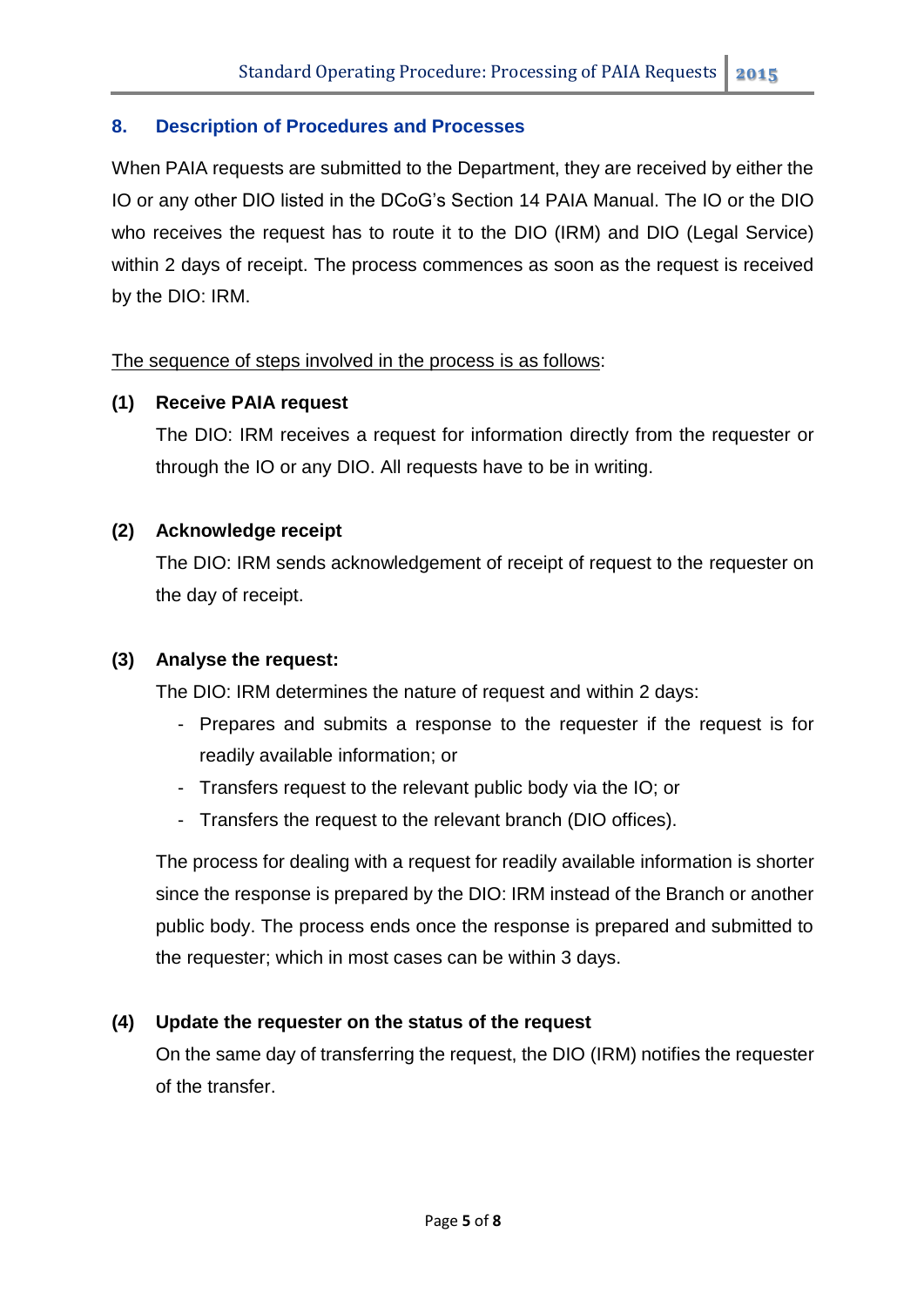## 8. Description of Procedures and Processes

When PAIA requests are submitted to the Department, they are received by either the IO or any other DIO listed in the DCoG's Section 14 PAIA Manual. The IO or the DIO who receives the request has to route it to the DIO (IRM) and DIO (Legal Service) within 2 days of receipt. The process commences as soon as the request is received by the DIO: IRM.

<u>The sequence of steps involved in the process is as follows</u>:

**(1) Receive PAIA request**

The DIO: IRM receives a request for information directly from the requester or through the IO or any DIO. All requests have to be in writing.

**(2) Acknowledge receipt**

The DIO: IRM sends acknowledgement of receipt of request to the requester on the day of receipt.

**(3) Analyse the request:**

The DIO: IRM determines the nature of request and within 2 days:

- Prepares and submits a response to the requester if the request is for readily available information; or
- Transfers request to the relevant public body via the IO; or
- Transfers the request to the relevant branch (DIO offices).

The process for dealing with a request for readily available information is shorter since the response is prepared by the DIO: IRM instead of the Branch or another public body. The process ends once the response is prepared and submitted to the requester; which in most cases can be within 3 days.

**(4) Update the requester on the status of the request**

On the same day of transferring the request, the DIO (IRM) notifies the requester of the transfer.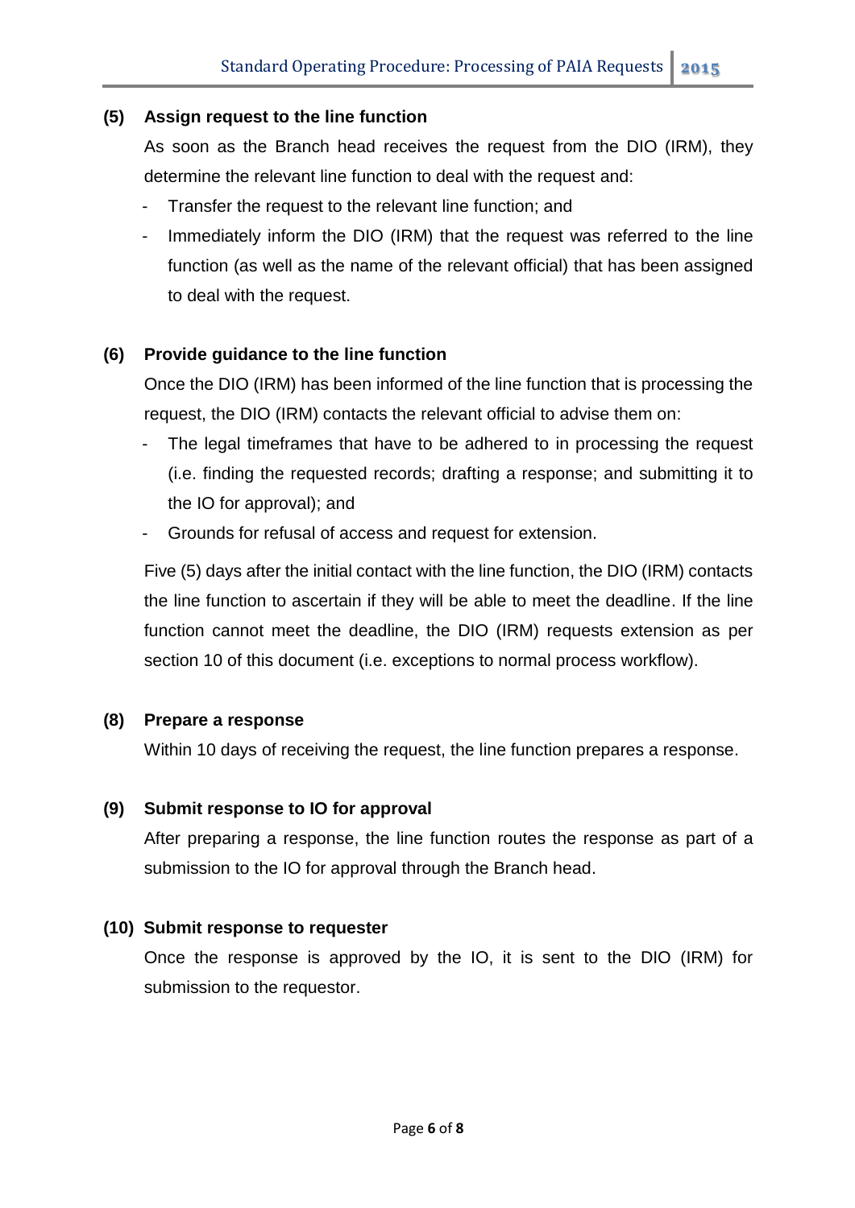**(5) Assign request to the line function**

As soon as the Branch head receives the request from the DIO (IRM), they determine the relevant line function to deal with the request and:

- Transfer the request to the relevant line function; and
- Immediately inform the DIO (IRM) that the request was referred to the line function (as well as the name of the relevant official) that has been assigned to deal with the request.

**(6) Provide guidance to the line function**

Once the DIO (IRM) has been informed of the line function that is processing the request, the DIO (IRM) contacts the relevant official to advise them on:

- The legal timeframes that have to be adhered to in processing the request (i.e. finding the requested records; drafting a response; and submitting it to the IO for approval); and
- Grounds for refusal of access and request for extension.

Five (5) days after the initial contact with the line function, the DIO (IRM) contacts the line function to ascertain if they will be able to meet the deadline. If the line function cannot meet the deadline, the DIO (IRM) requests extension as per section 10 of this document (i.e. exceptions to normal process workflow).

**(8) Prepare a response**

Within 10 days of receiving the request, the line function prepares a response.

**(9) Submit response to IO for approval**

After preparing a response, the line function routes the response as part of a submission to the IO for approval through the Branch head.

**(10) Submit response to requester**

Once the response is approved by the IO, it is sent to the DIO (IRM) for submission to the requestor.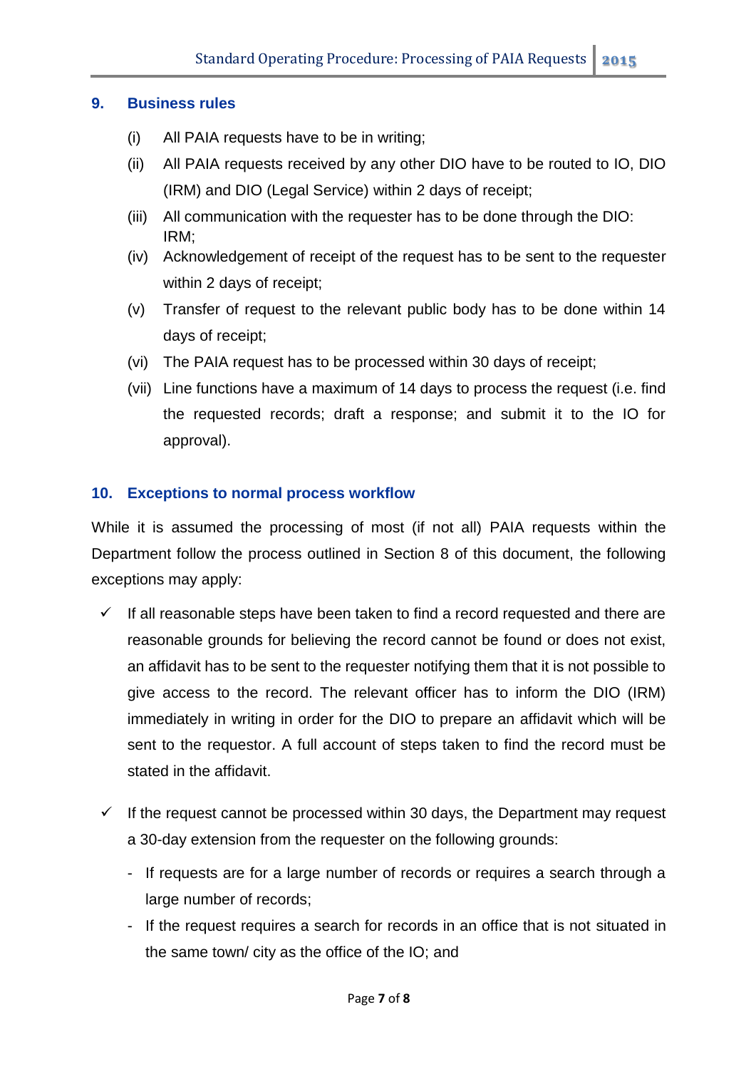## 9. Business rules

(i) All PAIA requests have to be in writing;

(ii) All PAIA requests received by any other DIO have to be routed to IO, DIO (IRM) and DIO (Legal Service) within 2 days of receipt;

(iii) All communication with the requester has to be done through the DIO: IRM;

(iv) Acknowledgement of receipt of the request has to be sent to the requester within 2 days of receipt;

(v) Transfer of request to the relevant public body has to be done within 14 days of receipt;

(vi) The PAIA request has to be processed within 30 days of receipt;

(vii) Line functions have a maximum of 14 days to process the request (i.e. find the requested records; draft a response; and submit it to the IO for approval).

## 10. Exceptions to normal process workflow

While it is assumed the processing of most (if not all) PAIA requests within the Department follow the process outlined in Section 8 of this document, the following exceptions may apply:

- ✓ If all reasonable steps have been taken to find a record requested and there are reasonable grounds for believing the record cannot be found or does not exist, an affidavit has to be sent to the requester notifying them that it is not possible to give access to the record. The relevant officer has to inform the DIO (IRM) immediately in writing in order for the DIO to prepare an affidavit which will be sent to the requestor. A full account of steps taken to find the record must be stated in the affidavit.

- ✓ If the request cannot be processed within 30 days, the Department may request a 30-day extension from the requester on the following grounds:
  - If requests are for a large number of records or requires a search through a large number of records;
  - If the request requires a search for records in an office that is not situated in the same town/ city as the office of the IO; and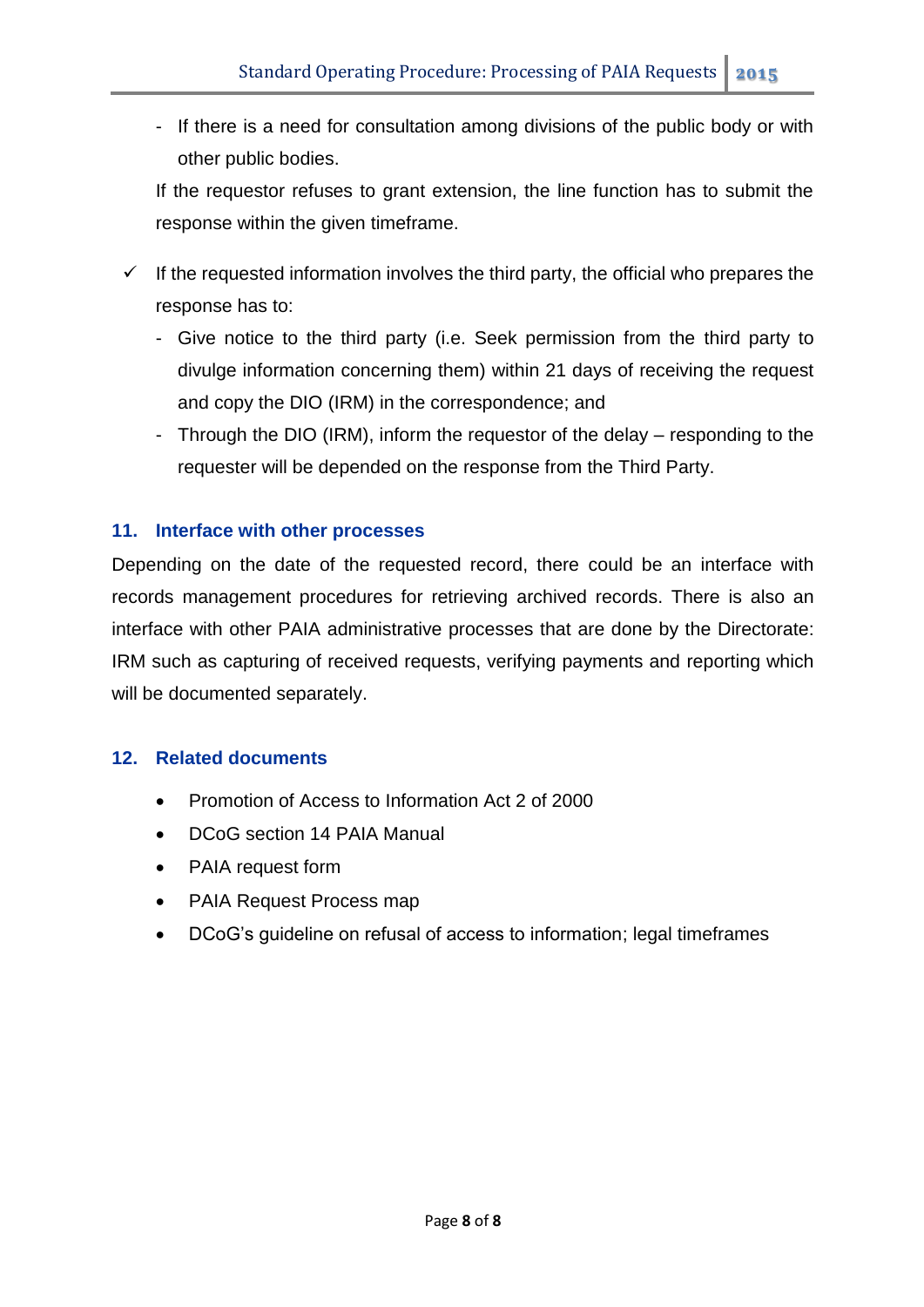- If there is a need for consultation among divisions of the public body or with other public bodies.

If the requestor refuses to grant extension, the line function has to submit the response within the given timeframe.

- ✓ If the requested information involves the third party, the official who prepares the response has to:
  - Give notice to the third party (i.e. Seek permission from the third party to divulge information concerning them) within 21 days of receiving the request and copy the DIO (IRM) in the correspondence; and
  - Through the DIO (IRM), inform the requestor of the delay – responding to the requester will be depended on the response from the Third Party.

## 11. Interface with other processes

Depending on the date of the requested record, there could be an interface with records management procedures for retrieving archived records. There is also an interface with other PAIA administrative processes that are done by the Directorate: IRM such as capturing of received requests, verifying payments and reporting which will be documented separately.

## 12. Related documents

- Promotion of Access to Information Act 2 of 2000
- DCoG section 14 PAIA Manual
- PAIA request form
- PAIA Request Process map
- DCoG's guideline on refusal of access to information; legal timeframes